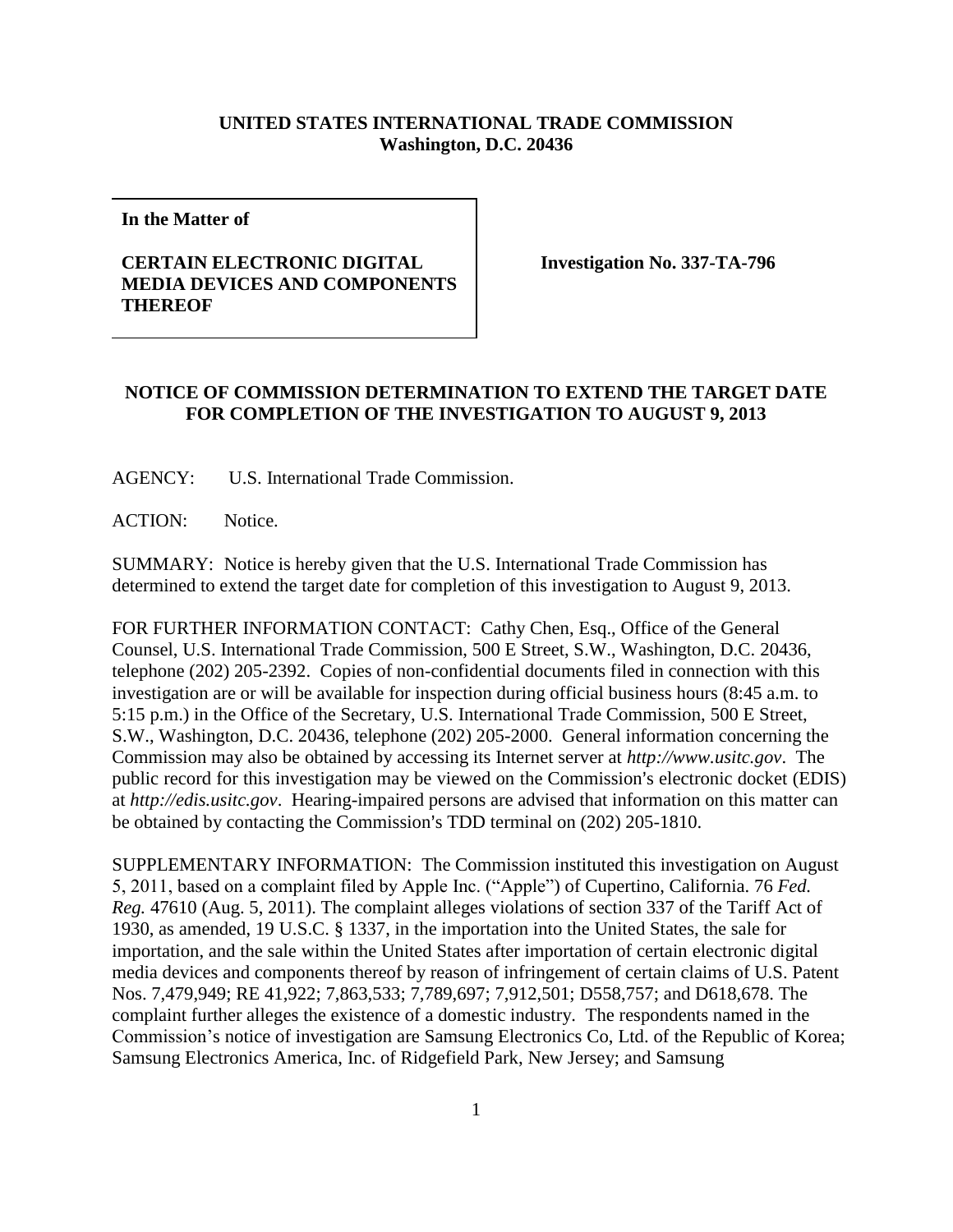**UNITED STATES INTERNATIONAL TRADE COMMISSION**
**Washington, D.C. 20436**

**In the Matter of**

**CERTAIN ELECTRONIC DIGITAL MEDIA DEVICES AND COMPONENTS THEREOF**

**Investigation No. 337-TA-796**

**NOTICE OF COMMISSION DETERMINATION TO EXTEND THE TARGET DATE FOR COMPLETION OF THE INVESTIGATION TO AUGUST 9, 2013**

AGENCY: U.S. International Trade Commission.

ACTION: Notice.

SUMMARY: Notice is hereby given that the U.S. International Trade Commission has determined to extend the target date for completion of this investigation to August 9, 2013.

FOR FURTHER INFORMATION CONTACT: Cathy Chen, Esq., Office of the General Counsel, U.S. International Trade Commission, 500 E Street, S.W., Washington, D.C. 20436, telephone (202) 205-2392. Copies of non-confidential documents filed in connection with this investigation are or will be available for inspection during official business hours (8:45 a.m. to 5:15 p.m.) in the Office of the Secretary, U.S. International Trade Commission, 500 E Street, S.W., Washington, D.C. 20436, telephone (202) 205-2000. General information concerning the Commission may also be obtained by accessing its Internet server at *http://www.usitc.gov*. The public record for this investigation may be viewed on the Commission's electronic docket (EDIS) at *http://edis.usitc.gov*. Hearing-impaired persons are advised that information on this matter can be obtained by contacting the Commission's TDD terminal on (202) 205-1810.

SUPPLEMENTARY INFORMATION: The Commission instituted this investigation on August 5, 2011, based on a complaint filed by Apple Inc. ("Apple") of Cupertino, California. 76 *Fed. Reg.* 47610 (Aug. 5, 2011). The complaint alleges violations of section 337 of the Tariff Act of 1930, as amended, 19 U.S.C. § 1337, in the importation into the United States, the sale for importation, and the sale within the United States after importation of certain electronic digital media devices and components thereof by reason of infringement of certain claims of U.S. Patent Nos. 7,479,949; RE 41,922; 7,863,533; 7,789,697; 7,912,501; D558,757; and D618,678. The complaint further alleges the existence of a domestic industry. The respondents named in the Commission's notice of investigation are Samsung Electronics Co, Ltd. of the Republic of Korea; Samsung Electronics America, Inc. of Ridgefield Park, New Jersey; and Samsung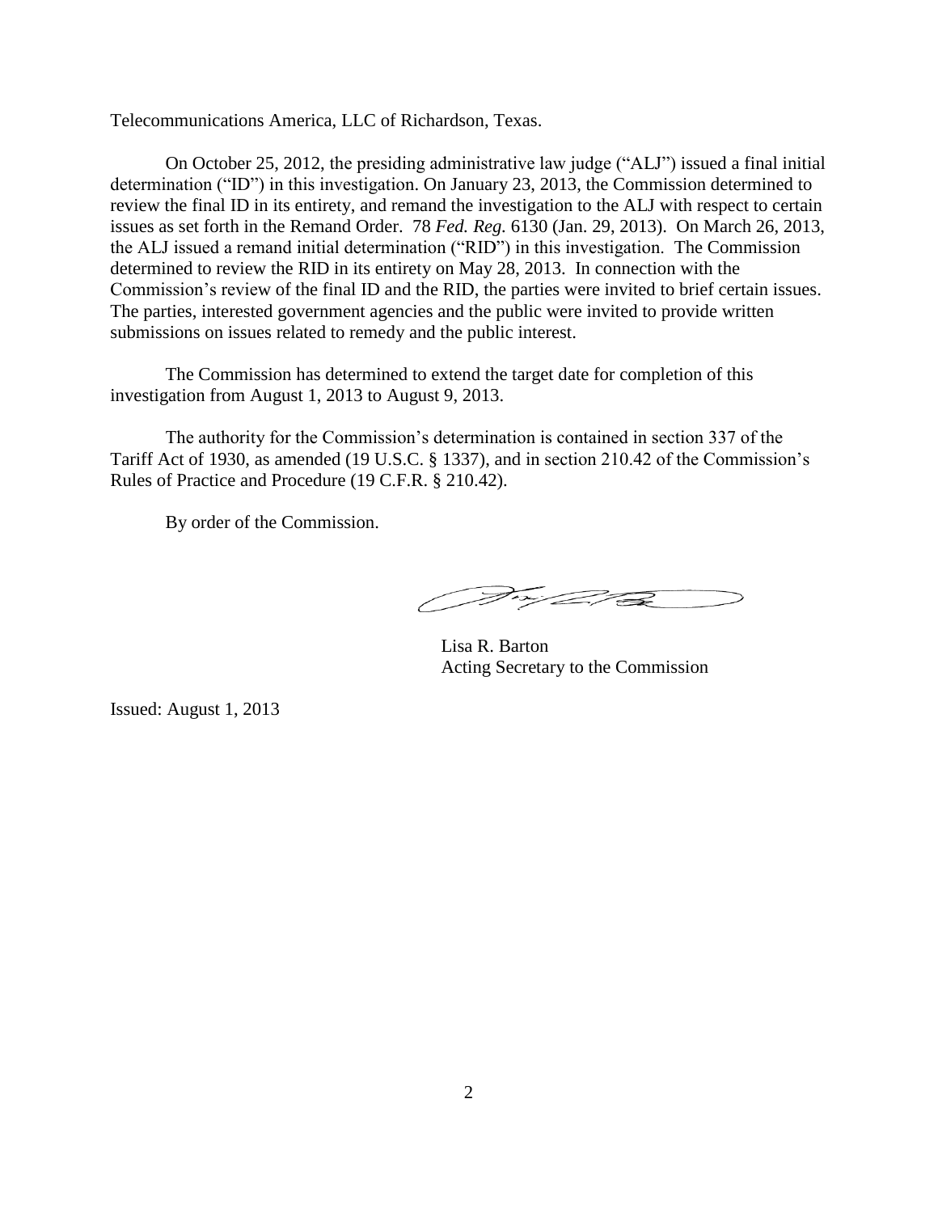Telecommunications America, LLC of Richardson, Texas.

On October 25, 2012, the presiding administrative law judge ("ALJ") issued a final initial determination ("ID") in this investigation. On January 23, 2013, the Commission determined to review the final ID in its entirety, and remand the investigation to the ALJ with respect to certain issues as set forth in the Remand Order. 78 *Fed. Reg.* 6130 (Jan. 29, 2013). On March 26, 2013, the ALJ issued a remand initial determination ("RID") in this investigation. The Commission determined to review the RID in its entirety on May 28, 2013. In connection with the Commission's review of the final ID and the RID, the parties were invited to brief certain issues. The parties, interested government agencies and the public were invited to provide written submissions on issues related to remedy and the public interest.

The Commission has determined to extend the target date for completion of this investigation from August 1, 2013 to August 9, 2013.

The authority for the Commission's determination is contained in section 337 of the Tariff Act of 1930, as amended (19 U.S.C. § 1337), and in section 210.42 of the Commission's Rules of Practice and Procedure (19 C.F.R. § 210.42).

By order of the Commission.

Lisa R. Barton
Acting Secretary to the Commission

Issued: August 1, 2013